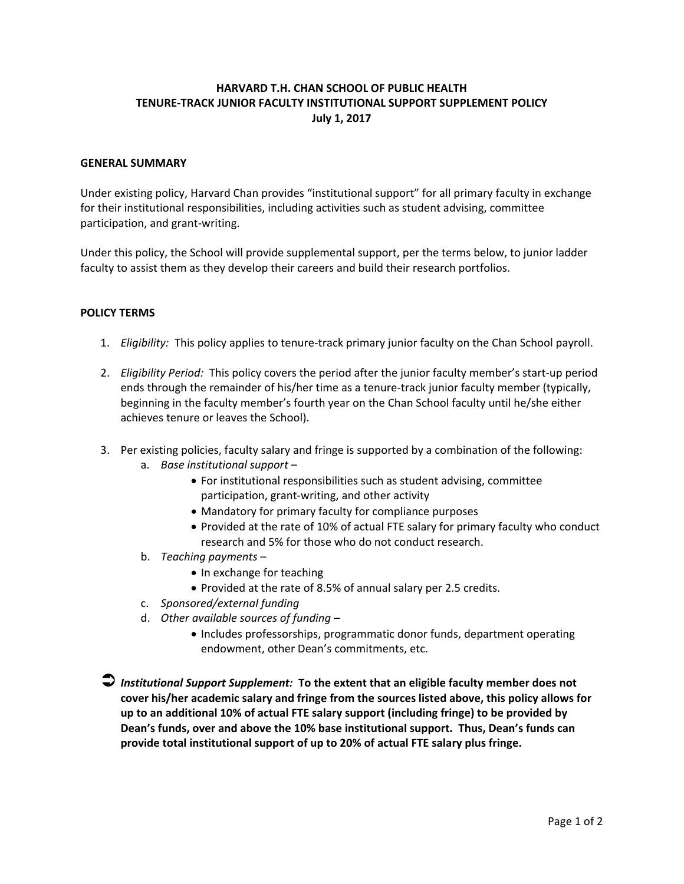# HARVARD T.H. CHAN SCHOOL OF PUBLIC HEALTH
# TENURE-TRACK JUNIOR FACULTY INSTITUTIONAL SUPPORT SUPPLEMENT POLICY
**July 1, 2017**

## GENERAL SUMMARY

Under existing policy, Harvard Chan provides "institutional support" for all primary faculty in exchange for their institutional responsibilities, including activities such as student advising, committee participation, and grant-writing.

Under this policy, the School will provide supplemental support, per the terms below, to junior ladder faculty to assist them as they develop their careers and build their research portfolios.

## POLICY TERMS

1. *Eligibility:* This policy applies to tenure-track primary junior faculty on the Chan School payroll.

2. *Eligibility Period:* This policy covers the period after the junior faculty member's start-up period ends through the remainder of his/her time as a tenure-track junior faculty member (typically, beginning in the faculty member's fourth year on the Chan School faculty until he/she either achieves tenure or leaves the School).

3. Per existing policies, faculty salary and fringe is supported by a combination of the following:
   a. *Base institutional support* –
      - For institutional responsibilities such as student advising, committee participation, grant-writing, and other activity
      - Mandatory for primary faculty for compliance purposes
      - Provided at the rate of 10% of actual FTE salary for primary faculty who conduct research and 5% for those who do not conduct research.

   b. *Teaching payments* –
      - In exchange for teaching
      - Provided at the rate of 8.5% of annual salary per 2.5 credits.

   c. *Sponsored/external funding*

   d. *Other available sources of funding* –
      - Includes professorships, programmatic donor funds, department operating endowment, other Dean's commitments, etc.

➲ ***Institutional Support Supplement:*** **To the extent that an eligible faculty member does not cover his/her academic salary and fringe from the sources listed above, this policy allows for up to an additional 10% of actual FTE salary support (including fringe) to be provided by Dean's funds, over and above the 10% base institutional support. Thus, Dean's funds can provide total institutional support of up to 20% of actual FTE salary plus fringe.**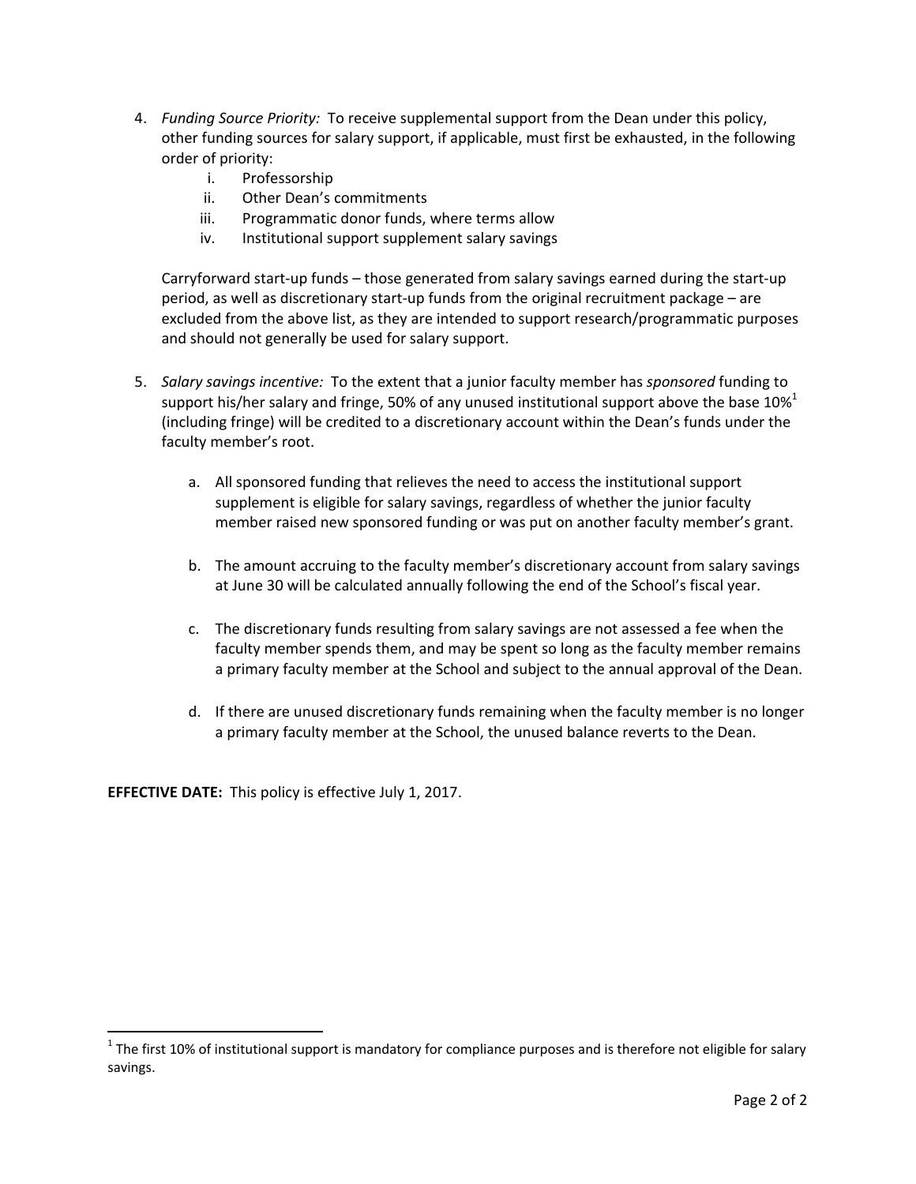4. *Funding Source Priority:* To receive supplemental support from the Dean under this policy, other funding sources for salary support, if applicable, must first be exhausted, in the following order of priority:
   i. Professorship
   ii. Other Dean's commitments
   iii. Programmatic donor funds, where terms allow
   iv. Institutional support supplement salary savings

   Carryforward start-up funds – those generated from salary savings earned during the start-up period, as well as discretionary start-up funds from the original recruitment package – are excluded from the above list, as they are intended to support research/programmatic purposes and should not generally be used for salary support.

5. *Salary savings incentive:* To the extent that a junior faculty member has *sponsored* funding to support his/her salary and fringe, 50% of any unused institutional support above the base 10%[1] (including fringe) will be credited to a discretionary account within the Dean's funds under the faculty member's root.

   a. All sponsored funding that relieves the need to access the institutional support supplement is eligible for salary savings, regardless of whether the junior faculty member raised new sponsored funding or was put on another faculty member's grant.

   b. The amount accruing to the faculty member's discretionary account from salary savings at June 30 will be calculated annually following the end of the School's fiscal year.

   c. The discretionary funds resulting from salary savings are not assessed a fee when the faculty member spends them, and may be spent so long as the faculty member remains a primary faculty member at the School and subject to the annual approval of the Dean.

   d. If there are unused discretionary funds remaining when the faculty member is no longer a primary faculty member at the School, the unused balance reverts to the Dean.

**EFFECTIVE DATE:** This policy is effective July 1, 2017.

[1] The first 10% of institutional support is mandatory for compliance purposes and is therefore not eligible for salary savings.